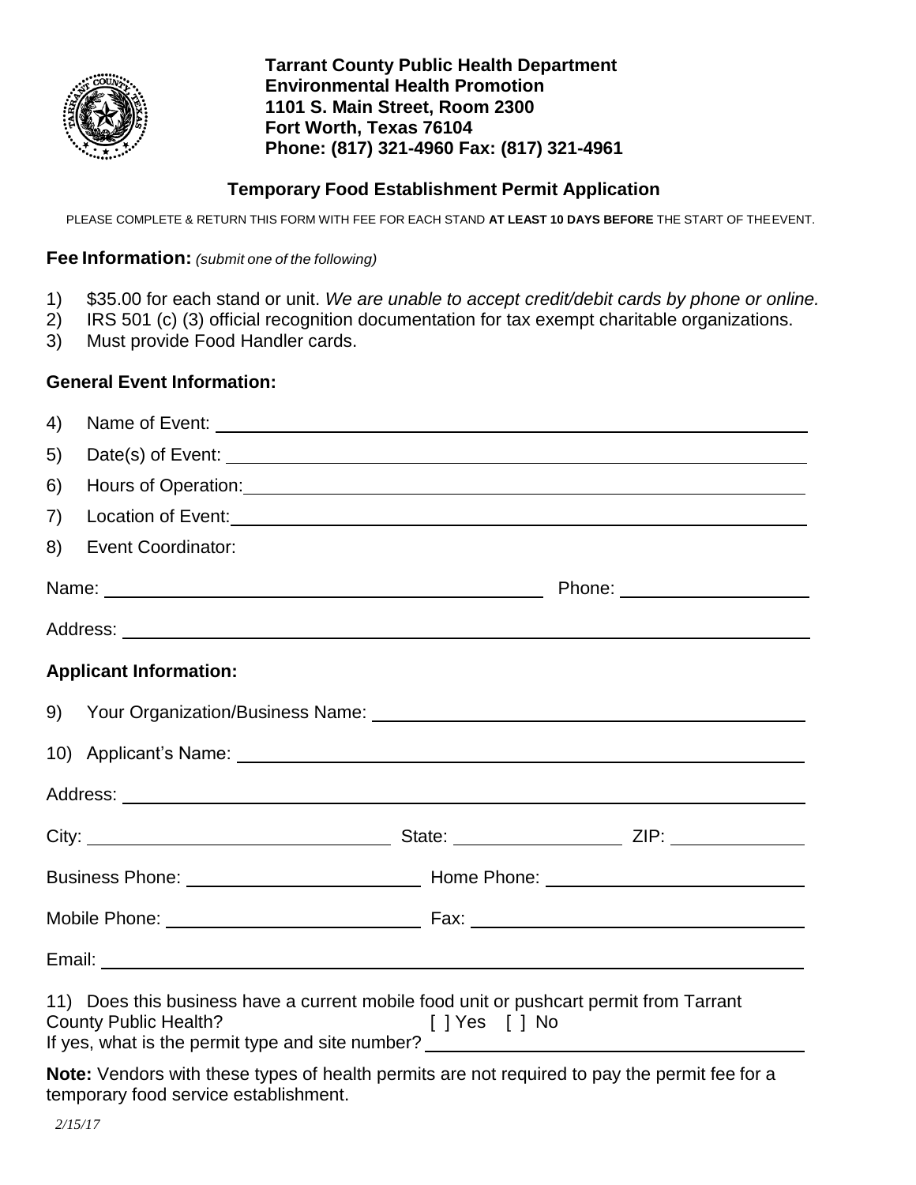**Tarrant County Public Health Department**
**Environmental Health Promotion**
**1101 S. Main Street, Room 2300**
**Fort Worth, Texas 76104**
**Phone: (817) 321-4960 Fax: (817) 321-4961**

## Temporary Food Establishment Permit Application

PLEASE COMPLETE & RETURN THIS FORM WITH FEE FOR EACH STAND **AT LEAST 10 DAYS BEFORE** THE START OF THE EVENT.

**Fee Information:** *(submit one of the following)*

1) $35.00 for each stand or unit. *We are unable to accept credit/debit cards by phone or online.*
2) IRS 501 (c) (3) official recognition documentation for tax exempt charitable organizations.
3) Must provide Food Handler cards.

**General Event Information:**

4) Name of Event: ____________________

5) Date(s) of Event: ____________________

6) Hours of Operation: ____________________

7) Location of Event: ____________________

8) Event Coordinator:

Name: ____________________ Phone: ____________________

Address: ____________________

**Applicant Information:**

9) Your Organization/Business Name: ____________________

10) Applicant's Name: ____________________

Address: ____________________

City: ____________________ State: ____________________ ZIP: ____________________

Business Phone: ____________________ Home Phone: ____________________

Mobile Phone: ____________________ Fax: ____________________

Email: ____________________

11) Does this business have a current mobile food unit or pushcart permit from Tarrant County Public Health? [ ] Yes [ ] No
If yes, what is the permit type and site number? ____________________

**Note:** Vendors with these types of health permits are not required to pay the permit fee for a temporary food service establishment.

*2/15/17*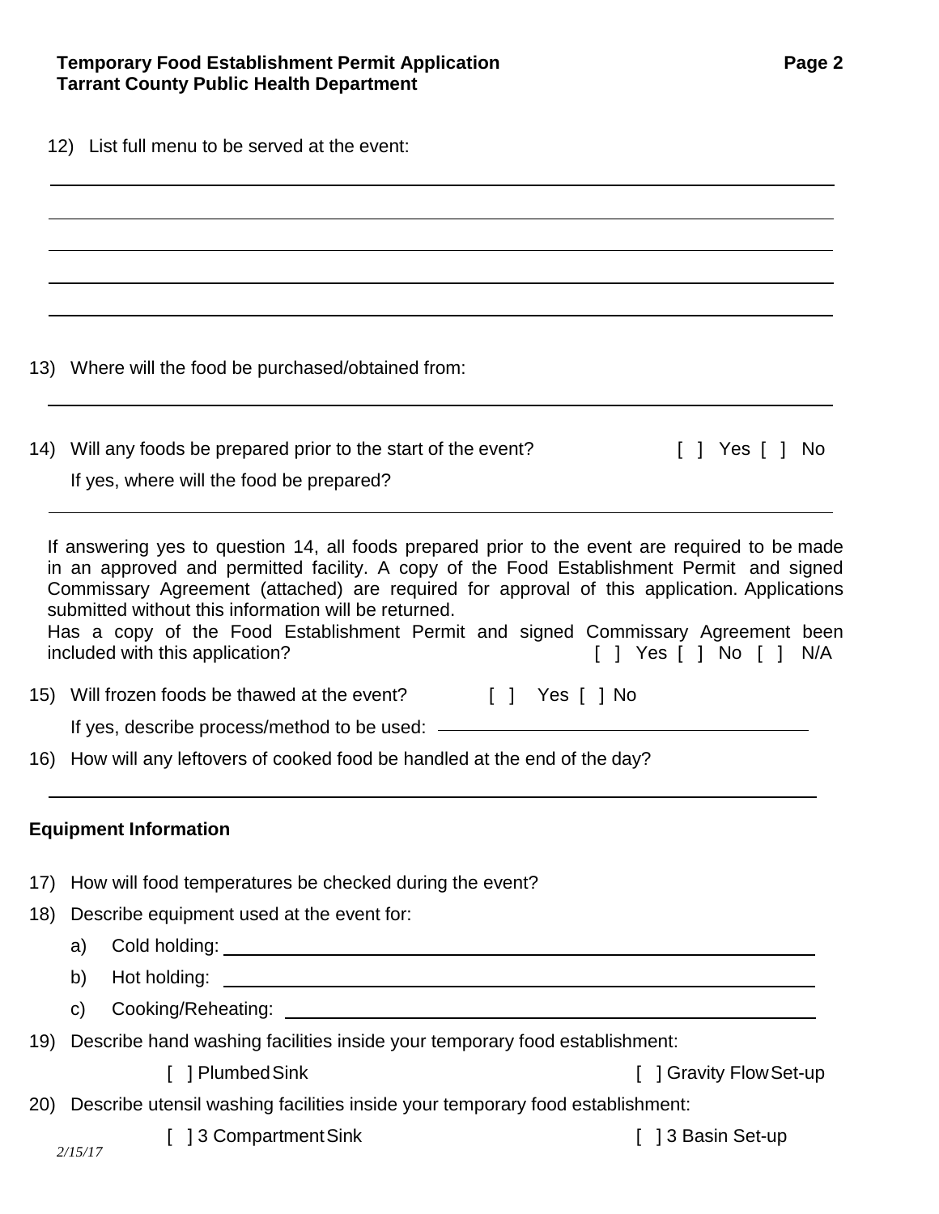12) List full menu to be served at the event:

______________________________________________________________________________

______________________________________________________________________________

______________________________________________________________________________

______________________________________________________________________________

______________________________________________________________________________

13) Where will the food be purchased/obtained from:

______________________________________________________________________________

14) Will any foods be prepared prior to the start of the event? [ ] Yes [ ] No

If yes, where will the food be prepared?

______________________________________________________________________________

If answering yes to question 14, all foods prepared prior to the event are required to be made in an approved and permitted facility. A copy of the Food Establishment Permit and signed Commissary Agreement (attached) are required for approval of this application. Applications submitted without this information will be returned.

Has a copy of the Food Establishment Permit and signed Commissary Agreement been included with this application? [ ] Yes [ ] No [ ] N/A

15) Will frozen foods be thawed at the event? [ ] Yes [ ] No

If yes, describe process/method to be used: ______________________________

16) How will any leftovers of cooked food be handled at the end of the day?

______________________________________________________________________________

**Equipment Information**

17) How will food temperatures be checked during the event?

18) Describe equipment used at the event for:

a) Cold holding: ______________________________________________________

b) Hot holding: ______________________________________________________

c) Cooking/Reheating: _________________________________________________

19) Describe hand washing facilities inside your temporary food establishment:

[ ] Plumbed Sink [ ] Gravity Flow Set-up

20) Describe utensil washing facilities inside your temporary food establishment:

[ ] 3 Compartment Sink [ ] 3 Basin Set-up

*2/15/17*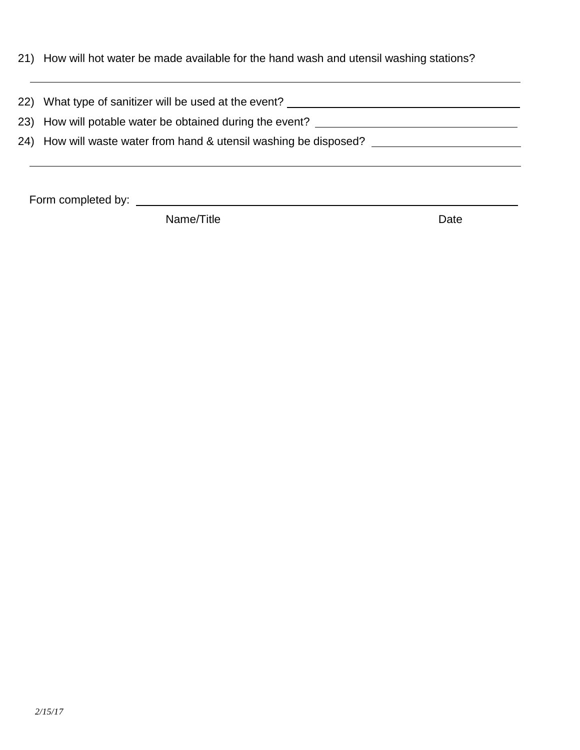21) How will hot water be made available for the hand wash and utensil washing stations?

______________________________________________________________________________

22) What type of sanitizer will be used at the event? ______________________________

23) How will potable water be obtained during the event? ___________________________

24) How will waste water from hand & utensil washing be disposed? __________________

______________________________________________________________________________

Form completed by: ____________________________________________________________

Name/Title Date

*2/15/17*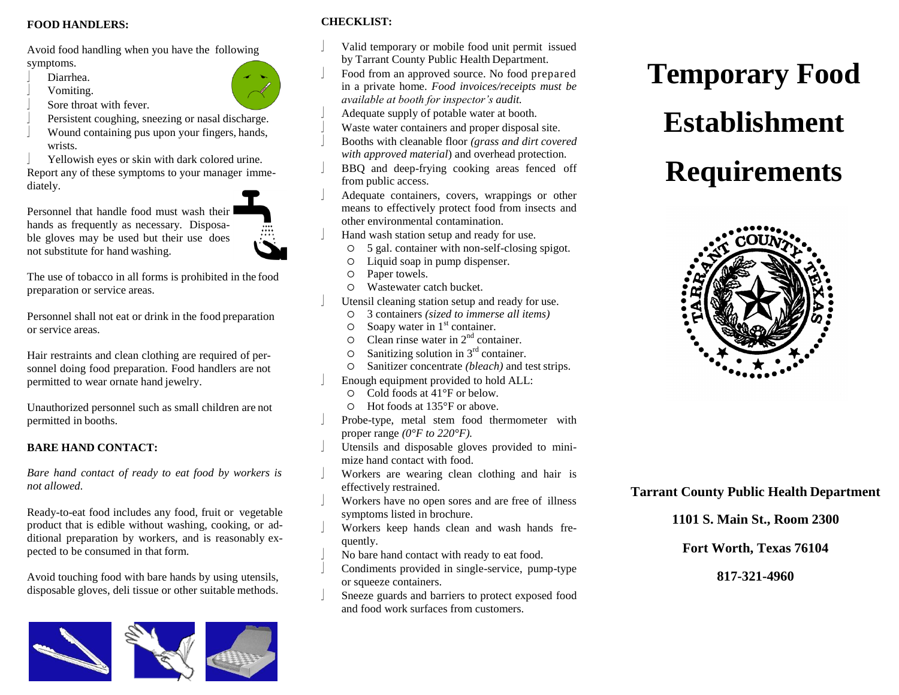**FOOD HANDLERS:**

Avoid food handling when you have the following symptoms.

- Diarrhea.
- Vomiting.
- Sore throat with fever.
- Persistent coughing, sneezing or nasal discharge.
- Wound containing pus upon your fingers, hands, wrists.
- Yellowish eyes or skin with dark colored urine.

Report any of these symptoms to your manager immediately.

Personnel that handle food must wash their hands as frequently as necessary. Disposable gloves may be used but their use does not substitute for hand washing.

The use of tobacco in all forms is prohibited in the food preparation or service areas.

Personnel shall not eat or drink in the food preparation or service areas.

Hair restraints and clean clothing are required of personnel doing food preparation. Food handlers are not permitted to wear ornate hand jewelry.

Unauthorized personnel such as small children are not permitted in booths.

**BARE HAND CONTACT:**

*Bare hand contact of ready to eat food by workers is not allowed.*

Ready-to-eat food includes any food, fruit or vegetable product that is edible without washing, cooking, or additional preparation by workers, and is reasonably expected to be consumed in that form.

Avoid touching food with bare hands by using utensils, disposable gloves, deli tissue or other suitable methods.

**CHECKLIST:**

- Valid temporary or mobile food unit permit issued by Tarrant County Public Health Department.
- Food from an approved source. No food prepared in a private home. *Food invoices/receipts must be available at booth for inspector's audit.*
- Adequate supply of potable water at booth.
- Waste water containers and proper disposal site.
- Booths with cleanable floor *(grass and dirt covered with approved material*) and overhead protection.
- BBQ and deep-frying cooking areas fenced off from public access.
- Adequate containers, covers, wrappings or other means to effectively protect food from insects and other environmental contamination.
- Hand wash station setup and ready for use.
  - 5 gal. container with non-self-closing spigot.
  - Liquid soap in pump dispenser.
  - Paper towels.
  - Wastewater catch bucket.
- Utensil cleaning station setup and ready for use.
  - 3 containers *(sized to immerse all items)*
  - Soapy water in 1st container.
  - Clean rinse water in 2nd container.
  - Sanitizing solution in 3rd container.
  - Sanitizer concentrate *(bleach)* and test strips.
- Enough equipment provided to hold ALL:
  - Cold foods at 41°F or below.
  - Hot foods at 135°F or above.
- Probe-type, metal stem food thermometer with proper range *(0°F to 220°F).*
- Utensils and disposable gloves provided to minimize hand contact with food.
- Workers are wearing clean clothing and hair is effectively restrained.
- Workers have no open sores and are free of illness symptoms listed in brochure.
- Workers keep hands clean and wash hands frequently.
- No bare hand contact with ready to eat food.
- Condiments provided in single-service, pump-type or squeeze containers.
- Sneeze guards and barriers to protect exposed food and food work surfaces from customers.

# Temporary Food Establishment Requirements

**Tarrant County Public Health Department**

**1101 S. Main St., Room 2300**

**Fort Worth, Texas 76104**

**817-321-4960**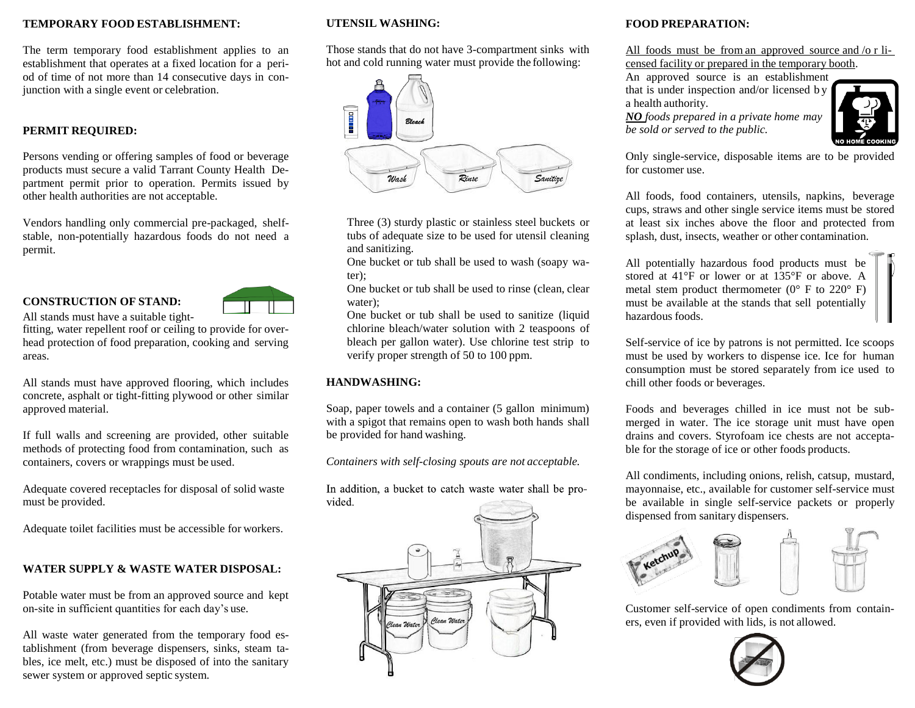## TEMPORARY FOOD ESTABLISHMENT:

The term temporary food establishment applies to an establishment that operates at a fixed location for a period of time of not more than 14 consecutive days in conjunction with a single event or celebration.

## PERMIT REQUIRED:

Persons vending or offering samples of food or beverage products must secure a valid Tarrant County Health Department permit prior to operation. Permits issued by other health authorities are not acceptable.

Vendors handling only commercial pre-packaged, shelf-stable, non-potentially hazardous foods do not need a permit.

## CONSTRUCTION OF STAND:

All stands must have a suitable tight-fitting, water repellent roof or ceiling to provide for overhead protection of food preparation, cooking and serving areas.

All stands must have approved flooring, which includes concrete, asphalt or tight-fitting plywood or other similar approved material.

If full walls and screening are provided, other suitable methods of protecting food from contamination, such as containers, covers or wrappings must be used.

Adequate covered receptacles for disposal of solid waste must be provided.

Adequate toilet facilities must be accessible for workers.

## WATER SUPPLY & WASTE WATER DISPOSAL:

Potable water must be from an approved source and kept on-site in sufficient quantities for each day's use.

All waste water generated from the temporary food establishment (from beverage dispensers, sinks, steam tables, ice melt, etc.) must be disposed of into the sanitary sewer system or approved septic system.

## UTENSIL WASHING:

Those stands that do not have 3-compartment sinks with hot and cold running water must provide the following:

Bleach

Wash Rinse Sanitize

Three (3) sturdy plastic or stainless steel buckets or tubs of adequate size to be used for utensil cleaning and sanitizing.

One bucket or tub shall be used to wash (soapy water);

One bucket or tub shall be used to rinse (clean, clear water);

One bucket or tub shall be used to sanitize (liquid chlorine bleach/water solution with 2 teaspoons of bleach per gallon water). Use chlorine test strip to verify proper strength of 50 to 100 ppm.

## HANDWASHING:

Soap, paper towels and a container (5 gallon minimum) with a spigot that remains open to wash both hands shall be provided for hand washing.

*Containers with self-closing spouts are not acceptable.*

In addition, a bucket to catch waste water shall be provided.

Clean Water Clean Water

## FOOD PREPARATION:

All foods must be from an approved source and /o r licensed facility or prepared in the temporary booth.

An approved source is an establishment that is under inspection and/or licensed by a health authority.

***NO** foods prepared in a private home may be sold or served to the public.*

NO HOME COOKING

Only single-service, disposable items are to be provided for customer use.

All foods, food containers, utensils, napkins, beverage cups, straws and other single service items must be stored at least six inches above the floor and protected from splash, dust, insects, weather or other contamination.

All potentially hazardous food products must be stored at 41°F or lower or at 135°F or above. A metal stem product thermometer (0° F to 220° F) must be available at the stands that sell potentially hazardous foods.

Self-service of ice by patrons is not permitted. Ice scoops must be used by workers to dispense ice. Ice for human consumption must be stored separately from ice used to chill other foods or beverages.

Foods and beverages chilled in ice must not be submerged in water. The ice storage unit must have open drains and covers. Styrofoam ice chests are not acceptable for the storage of ice or other foods products.

All condiments, including onions, relish, catsup, mustard, mayonnaise, etc., available for customer self-service must be available in single self-service packets or properly dispensed from sanitary dispensers.

Ketchup

Customer self-service of open condiments from containers, even if provided with lids, is not allowed.